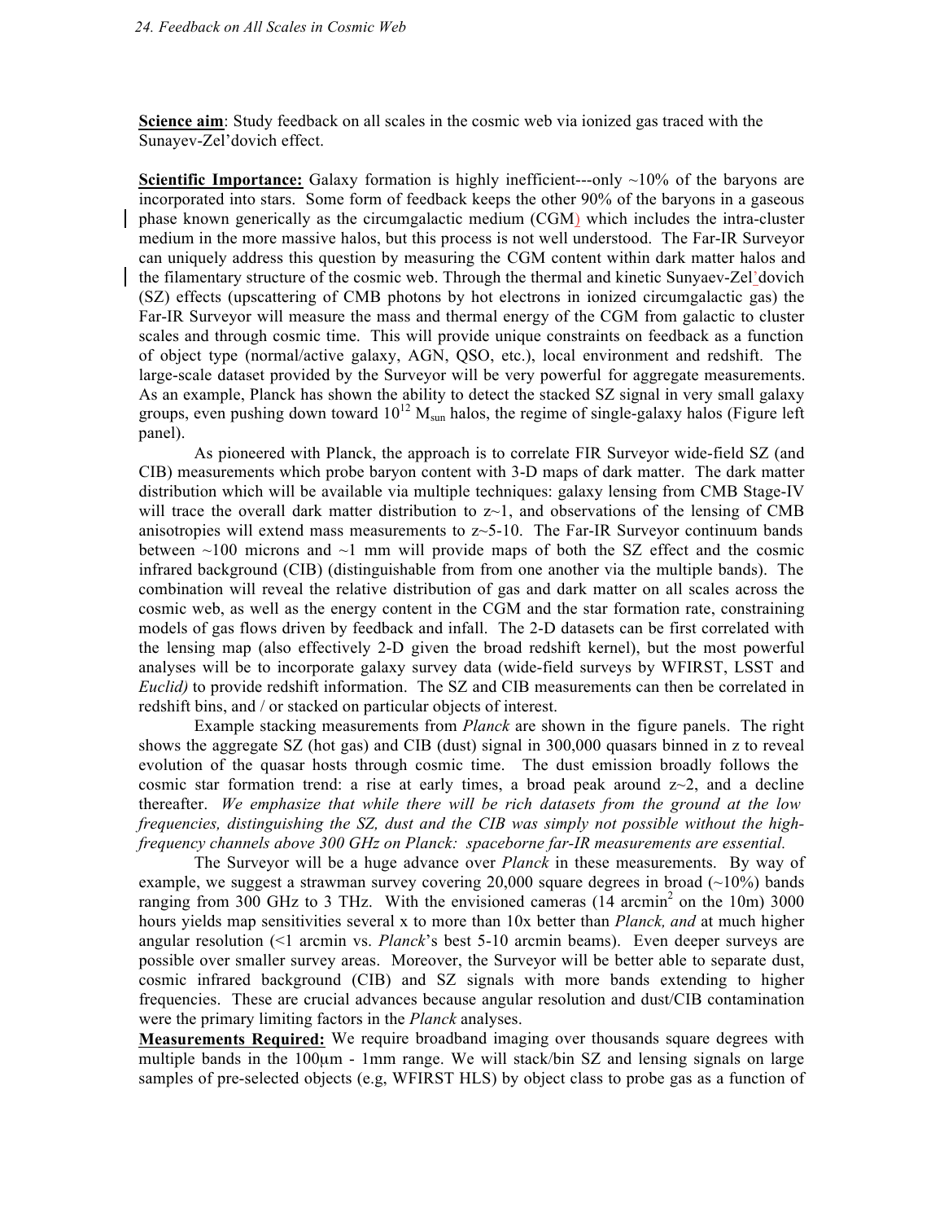*24. Feedback on All Scales in Cosmic Web*

**Science aim**: Study feedback on all scales in the cosmic web via ionized gas traced with the Sunayev-Zel'dovich effect.

**Scientific Importance:** Galaxy formation is highly inefficient---only ~10% of the baryons are incorporated into stars. Some form of feedback keeps the other 90% of the baryons in a gaseous phase known generically as the circumgalactic medium (CGM) which includes the intra-cluster medium in the more massive halos, but this process is not well understood. The Far-IR Surveyor can uniquely address this question by measuring the CGM content within dark matter halos and the filamentary structure of the cosmic web. Through the thermal and kinetic Sunyaev-Zel'dovich (SZ) effects (upscattering of CMB photons by hot electrons in ionized circumgalactic gas) the Far-IR Surveyor will measure the mass and thermal energy of the CGM from galactic to cluster scales and through cosmic time. This will provide unique constraints on feedback as a function of object type (normal/active galaxy, AGN, QSO, etc.), local environment and redshift. The large-scale dataset provided by the Surveyor will be very powerful for aggregate measurements. As an example, Planck has shown the ability to detect the stacked SZ signal in very small galaxy groups, even pushing down toward $10^{12}$ $M_{sun}$ halos, the regime of single-galaxy halos (Figure left panel).

As pioneered with Planck, the approach is to correlate FIR Surveyor wide-field SZ (and CIB) measurements which probe baryon content with 3-D maps of dark matter. The dark matter distribution which will be available via multiple techniques: galaxy lensing from CMB Stage-IV will trace the overall dark matter distribution to z~1, and observations of the lensing of CMB anisotropies will extend mass measurements to z~5-10. The Far-IR Surveyor continuum bands between ~100 microns and ~1 mm will provide maps of both the SZ effect and the cosmic infrared background (CIB) (distinguishable from from one another via the multiple bands). The combination will reveal the relative distribution of gas and dark matter on all scales across the cosmic web, as well as the energy content in the CGM and the star formation rate, constraining models of gas flows driven by feedback and infall. The 2-D datasets can be first correlated with the lensing map (also effectively 2-D given the broad redshift kernel), but the most powerful analyses will be to incorporate galaxy survey data (wide-field surveys by WFIRST, LSST and *Euclid)* to provide redshift information. The SZ and CIB measurements can then be correlated in redshift bins, and / or stacked on particular objects of interest.

Example stacking measurements from *Planck* are shown in the figure panels. The right shows the aggregate SZ (hot gas) and CIB (dust) signal in 300,000 quasars binned in z to reveal evolution of the quasar hosts through cosmic time. The dust emission broadly follows the cosmic star formation trend: a rise at early times, a broad peak around z~2, and a decline thereafter. *We emphasize that while there will be rich datasets from the ground at the low frequencies, distinguishing the SZ, dust and the CIB was simply not possible without the high-frequency channels above 300 GHz on Planck: spaceborne far-IR measurements are essential.*

The Surveyor will be a huge advance over *Planck* in these measurements. By way of example, we suggest a strawman survey covering 20,000 square degrees in broad (~10%) bands ranging from 300 GHz to 3 THz. With the envisioned cameras (14 arcmin$^2$ on the 10m) 3000 hours yields map sensitivities several x to more than 10x better than *Planck, and* at much higher angular resolution (<1 arcmin vs. *Planck*'s best 5-10 arcmin beams). Even deeper surveys are possible over smaller survey areas. Moreover, the Surveyor will be better able to separate dust, cosmic infrared background (CIB) and SZ signals with more bands extending to higher frequencies. These are crucial advances because angular resolution and dust/CIB contamination were the primary limiting factors in the *Planck* analyses.

**Measurements Required:** We require broadband imaging over thousands square degrees with multiple bands in the 100μm - 1mm range. We will stack/bin SZ and lensing signals on large samples of pre-selected objects (e.g, WFIRST HLS) by object class to probe gas as a function of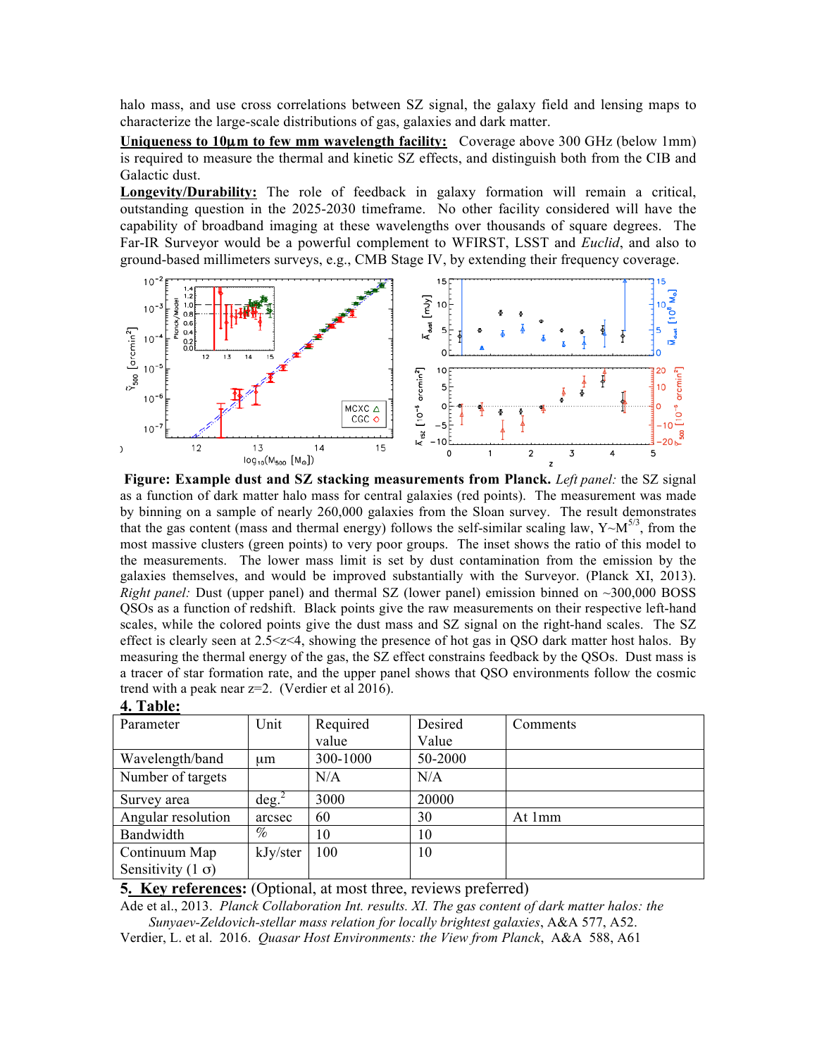halo mass, and use cross correlations between SZ signal, the galaxy field and lensing maps to characterize the large-scale distributions of gas, galaxies and dark matter.

**Uniqueness to 10μm to few mm wavelength facility:** Coverage above 300 GHz (below 1mm) is required to measure the thermal and kinetic SZ effects, and distinguish both from the CIB and Galactic dust.

**Longevity/Durability:** The role of feedback in galaxy formation will remain a critical, outstanding question in the 2025-2030 timeframe. No other facility considered will have the capability of broadband imaging at these wavelengths over thousands of square degrees. The Far-IR Surveyor would be a powerful complement to WFIRST, LSST and *Euclid*, and also to ground-based millimeters surveys, e.g., CMB Stage IV, by extending their frequency coverage.

$\tilde{Y}_{500}$ [arcmin$^2$]
Planck/Model
MCXC
CGC
$\log_{10}(M_{500}$ [$M_\odot$])
$\bar{A}_{dust}$ [mJy]
$\bar{M}_{dust}$ [$10^8$ $M_\odot$]
$\bar{A}_{tSZ}$ [$10^{-5}$ arcmin$^2$]
$\bar{Y}_{500}$ [$10^{-6}$ arcmin$^2$]
z

**Figure: Example dust and SZ stacking measurements from Planck.** *Left panel:* the SZ signal as a function of dark matter halo mass for central galaxies (red points). The measurement was made by binning on a sample of nearly 260,000 galaxies from the Sloan survey. The result demonstrates that the gas content (mass and thermal energy) follows the self-similar scaling law, $Y{\sim}M^{5/3}$, from the most massive clusters (green points) to very poor groups. The inset shows the ratio of this model to the measurements. The lower mass limit is set by dust contamination from the emission by the galaxies themselves, and would be improved substantially with the Surveyor. (Planck XI, 2013). *Right panel:* Dust (upper panel) and thermal SZ (lower panel) emission binned on ~300,000 BOSS QSOs as a function of redshift. Black points give the raw measurements on their respective left-hand scales, while the colored points give the dust mass and SZ signal on the right-hand scales. The SZ effect is clearly seen at $2.5<z<4$, showing the presence of hot gas in QSO dark matter host halos. By measuring the thermal energy of the gas, the SZ effect constrains feedback by the QSOs. Dust mass is a tracer of star formation rate, and the upper panel shows that QSO environments follow the cosmic trend with a peak near z=2. (Verdier et al 2016).

## 4. Table:

| Parameter | Unit | Required value | Desired Value | Comments |
|---|---|---|---|---|
| Wavelength/band | μm | 300-1000 | 50-2000 | |
| Number of targets | | N/A | N/A | |
| Survey area | deg.$^2$ | 3000 | 20000 | |
| Angular resolution | arcsec | 60 | 30 | At 1mm |
| Bandwidth | % | 10 | 10 | |
| Continuum Map Sensitivity (1 σ) | kJy/ster | 100 | 10 | |

## 5. Key references: (Optional, at most three, reviews preferred)

Ade et al., 2013. *Planck Collaboration Int. results. XI. The gas content of dark matter halos: the Sunyaev-Zeldovich-stellar mass relation for locally brightest galaxies*, A&A 577, A52.

Verdier, L. et al. 2016. *Quasar Host Environments: the View from Planck*, A&A 588, A61